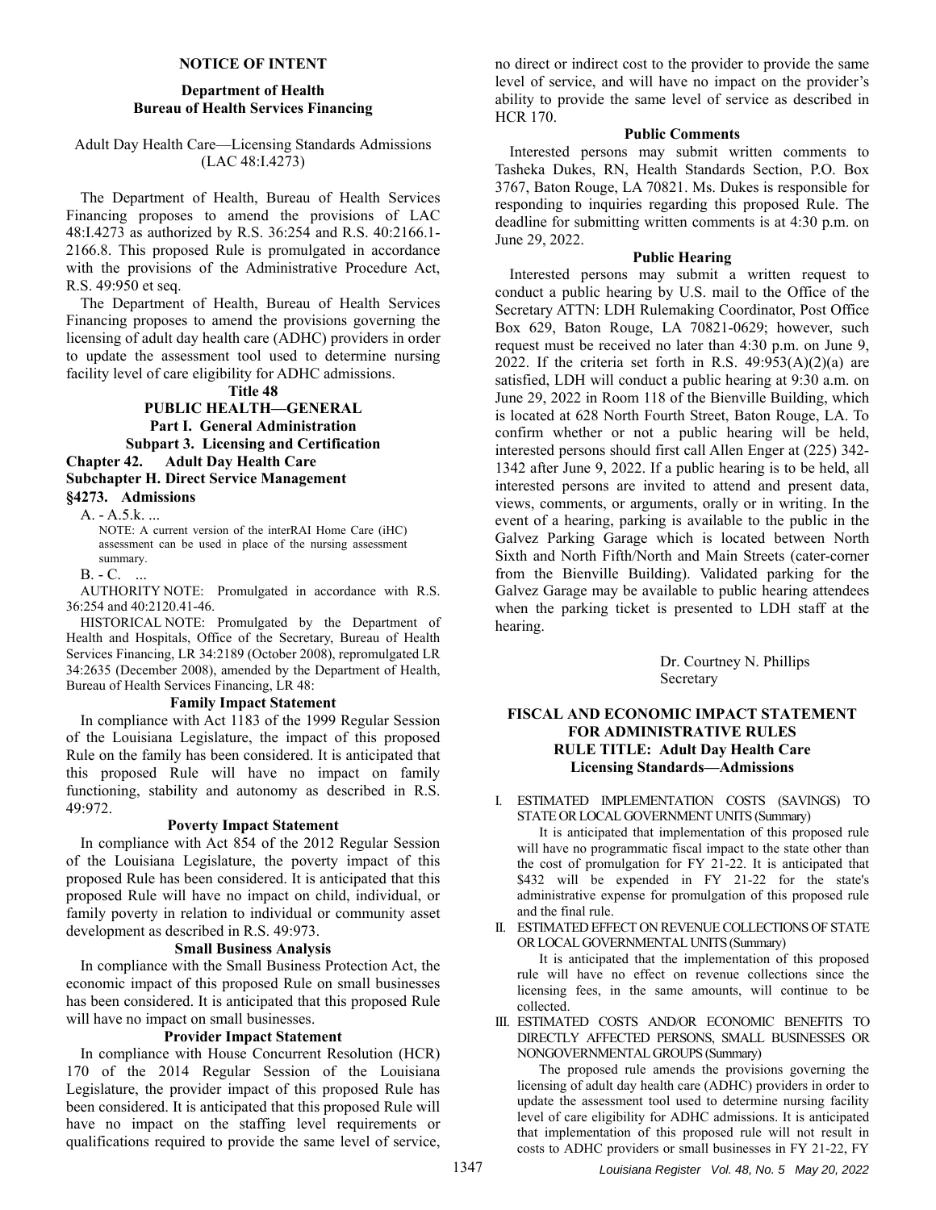## NOTICE OF INTENT

### Department of Health
### Bureau of Health Services Financing

Adult Day Health Care—Licensing Standards Admissions (LAC 48:I.4273)

The Department of Health, Bureau of Health Services Financing proposes to amend the provisions of LAC 48:I.4273 as authorized by R.S. 36:254 and R.S. 40:2166.1-2166.8. This proposed Rule is promulgated in accordance with the provisions of the Administrative Procedure Act, R.S. 49:950 et seq.

The Department of Health, Bureau of Health Services Financing proposes to amend the provisions governing the licensing of adult day health care (ADHC) providers in order to update the assessment tool used to determine nursing facility level of care eligibility for ADHC admissions.

**Title 48**
**PUBLIC HEALTH—GENERAL**
**Part I. General Administration**
**Subpart 3. Licensing and Certification**
**Chapter 42. Adult Day Health Care**
**Subchapter H. Direct Service Management**
**§4273. Admissions**

A. - A.5.k. ...

NOTE: A current version of the interRAI Home Care (iHC) assessment can be used in place of the nursing assessment summary.

B. - C. ...

AUTHORITY NOTE: Promulgated in accordance with R.S. 36:254 and 40:2120.41-46.

HISTORICAL NOTE: Promulgated by the Department of Health and Hospitals, Office of the Secretary, Bureau of Health Services Financing, LR 34:2189 (October 2008), repromulgated LR 34:2635 (December 2008), amended by the Department of Health, Bureau of Health Services Financing, LR 48:

**Family Impact Statement**

In compliance with Act 1183 of the 1999 Regular Session of the Louisiana Legislature, the impact of this proposed Rule on the family has been considered. It is anticipated that this proposed Rule will have no impact on family functioning, stability and autonomy as described in R.S. 49:972.

**Poverty Impact Statement**

In compliance with Act 854 of the 2012 Regular Session of the Louisiana Legislature, the poverty impact of this proposed Rule has been considered. It is anticipated that this proposed Rule will have no impact on child, individual, or family poverty in relation to individual or community asset development as described in R.S. 49:973.

**Small Business Analysis**

In compliance with the Small Business Protection Act, the economic impact of this proposed Rule on small businesses has been considered. It is anticipated that this proposed Rule will have no impact on small businesses.

**Provider Impact Statement**

In compliance with House Concurrent Resolution (HCR) 170 of the 2014 Regular Session of the Louisiana Legislature, the provider impact of this proposed Rule has been considered. It is anticipated that this proposed Rule will have no impact on the staffing level requirements or qualifications required to provide the same level of service, no direct or indirect cost to the provider to provide the same level of service, and will have no impact on the provider's ability to provide the same level of service as described in HCR 170.

**Public Comments**

Interested persons may submit written comments to Tasheka Dukes, RN, Health Standards Section, P.O. Box 3767, Baton Rouge, LA 70821. Ms. Dukes is responsible for responding to inquiries regarding this proposed Rule. The deadline for submitting written comments is at 4:30 p.m. on June 29, 2022.

**Public Hearing**

Interested persons may submit a written request to conduct a public hearing by U.S. mail to the Office of the Secretary ATTN: LDH Rulemaking Coordinator, Post Office Box 629, Baton Rouge, LA 70821-0629; however, such request must be received no later than 4:30 p.m. on June 9, 2022. If the criteria set forth in R.S. 49:953(A)(2)(a) are satisfied, LDH will conduct a public hearing at 9:30 a.m. on June 29, 2022 in Room 118 of the Bienville Building, which is located at 628 North Fourth Street, Baton Rouge, LA. To confirm whether or not a public hearing will be held, interested persons should first call Allen Enger at (225) 342-1342 after June 9, 2022. If a public hearing is to be held, all interested persons are invited to attend and present data, views, comments, or arguments, orally or in writing. In the event of a hearing, parking is available to the public in the Galvez Parking Garage which is located between North Sixth and North Fifth/North and Main Streets (cater-corner from the Bienville Building). Validated parking for the Galvez Garage may be available to public hearing attendees when the parking ticket is presented to LDH staff at the hearing.

Dr. Courtney N. Phillips
Secretary

## FISCAL AND ECONOMIC IMPACT STATEMENT FOR ADMINISTRATIVE RULES
### RULE TITLE: Adult Day Health Care Licensing Standards—Admissions

I. ESTIMATED IMPLEMENTATION COSTS (SAVINGS) TO STATE OR LOCAL GOVERNMENT UNITS (Summary)

It is anticipated that implementation of this proposed rule will have no programmatic fiscal impact to the state other than the cost of promulgation for FY 21-22. It is anticipated that $432 will be expended in FY 21-22 for the state's administrative expense for promulgation of this proposed rule and the final rule.

II. ESTIMATED EFFECT ON REVENUE COLLECTIONS OF STATE OR LOCAL GOVERNMENTAL UNITS (Summary)

It is anticipated that the implementation of this proposed rule will have no effect on revenue collections since the licensing fees, in the same amounts, will continue to be collected.

III. ESTIMATED COSTS AND/OR ECONOMIC BENEFITS TO DIRECTLY AFFECTED PERSONS, SMALL BUSINESSES OR NONGOVERNMENTAL GROUPS (Summary)

The proposed rule amends the provisions governing the licensing of adult day health care (ADHC) providers in order to update the assessment tool used to determine nursing facility level of care eligibility for ADHC admissions. It is anticipated that implementation of this proposed rule will not result in costs to ADHC providers or small businesses in FY 21-22, FY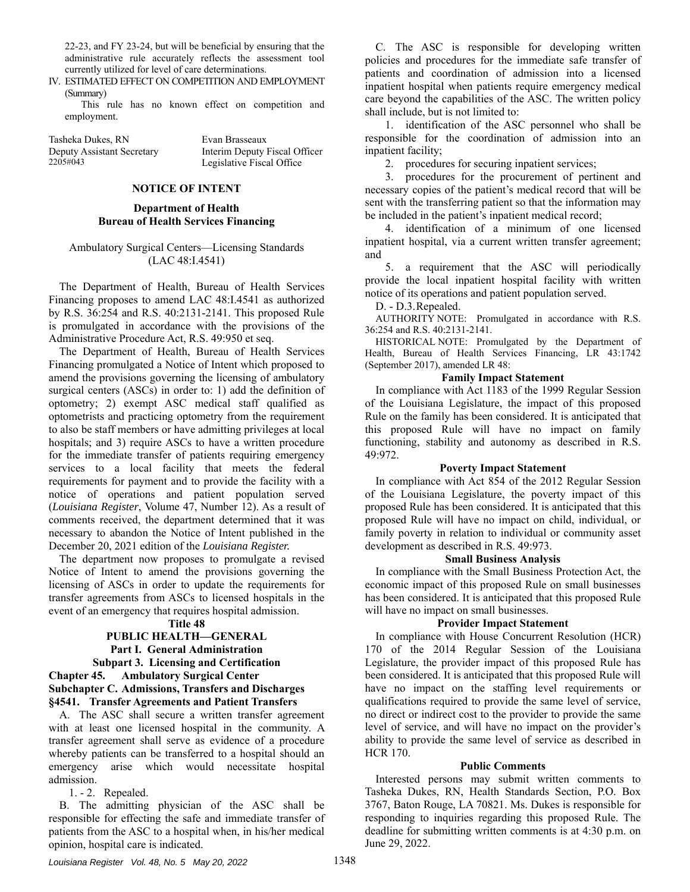22-23, and FY 23-24, but will be beneficial by ensuring that the administrative rule accurately reflects the assessment tool currently utilized for level of care determinations.

IV. ESTIMATED EFFECT ON COMPETITION AND EMPLOYMENT (Summary)

This rule has no known effect on competition and employment.

| | |
|---|---|
| Tasheka Dukes, RN | Evan Brasseaux |
| Deputy Assistant Secretary | Interim Deputy Fiscal Officer |
| 2205#043 | Legislative Fiscal Office |

## NOTICE OF INTENT

### Department of Health
### Bureau of Health Services Financing

Ambulatory Surgical Centers—Licensing Standards (LAC 48:I.4541)

The Department of Health, Bureau of Health Services Financing proposes to amend LAC 48:I.4541 as authorized by R.S. 36:254 and R.S. 40:2131-2141. This proposed Rule is promulgated in accordance with the provisions of the Administrative Procedure Act, R.S. 49:950 et seq.

The Department of Health, Bureau of Health Services Financing promulgated a Notice of Intent which proposed to amend the provisions governing the licensing of ambulatory surgical centers (ASCs) in order to: 1) add the definition of optometry; 2) exempt ASC medical staff qualified as optometrists and practicing optometry from the requirement to also be staff members or have admitting privileges at local hospitals; and 3) require ASCs to have a written procedure for the immediate transfer of patients requiring emergency services to a local facility that meets the federal requirements for payment and to provide the facility with a notice of operations and patient population served (*Louisiana Register*, Volume 47, Number 12). As a result of comments received, the department determined that it was necessary to abandon the Notice of Intent published in the December 20, 2021 edition of the *Louisiana Register.*

The department now proposes to promulgate a revised Notice of Intent to amend the provisions governing the licensing of ASCs in order to update the requirements for transfer agreements from ASCs to licensed hospitals in the event of an emergency that requires hospital admission.

**Title 48**
**PUBLIC HEALTH—GENERAL**
**Part I. General Administration**
**Subpart 3. Licensing and Certification**
**Chapter 45. Ambulatory Surgical Center**
**Subchapter C. Admissions, Transfers and Discharges**
**§4541. Transfer Agreements and Patient Transfers**

A. The ASC shall secure a written transfer agreement with at least one licensed hospital in the community. A transfer agreement shall serve as evidence of a procedure whereby patients can be transferred to a hospital should an emergency arise which would necessitate hospital admission.

1. - 2. Repealed.

B. The admitting physician of the ASC shall be responsible for effecting the safe and immediate transfer of patients from the ASC to a hospital when, in his/her medical opinion, hospital care is indicated.

C. The ASC is responsible for developing written policies and procedures for the immediate safe transfer of patients and coordination of admission into a licensed inpatient hospital when patients require emergency medical care beyond the capabilities of the ASC. The written policy shall include, but is not limited to:

1. identification of the ASC personnel who shall be responsible for the coordination of admission into an inpatient facility;

2. procedures for securing inpatient services;

3. procedures for the procurement of pertinent and necessary copies of the patient's medical record that will be sent with the transferring patient so that the information may be included in the patient's inpatient medical record;

4. identification of a minimum of one licensed inpatient hospital, via a current written transfer agreement; and

5. a requirement that the ASC will periodically provide the local inpatient hospital facility with written notice of its operations and patient population served.

D. - D.3.Repealed.

AUTHORITY NOTE: Promulgated in accordance with R.S. 36:254 and R.S. 40:2131-2141.

HISTORICAL NOTE: Promulgated by the Department of Health, Bureau of Health Services Financing, LR 43:1742 (September 2017), amended LR 48:

**Family Impact Statement**

In compliance with Act 1183 of the 1999 Regular Session of the Louisiana Legislature, the impact of this proposed Rule on the family has been considered. It is anticipated that this proposed Rule will have no impact on family functioning, stability and autonomy as described in R.S. 49:972.

**Poverty Impact Statement**

In compliance with Act 854 of the 2012 Regular Session of the Louisiana Legislature, the poverty impact of this proposed Rule has been considered. It is anticipated that this proposed Rule will have no impact on child, individual, or family poverty in relation to individual or community asset development as described in R.S. 49:973.

**Small Business Analysis**

In compliance with the Small Business Protection Act, the economic impact of this proposed Rule on small businesses has been considered. It is anticipated that this proposed Rule will have no impact on small businesses.

**Provider Impact Statement**

In compliance with House Concurrent Resolution (HCR) 170 of the 2014 Regular Session of the Louisiana Legislature, the provider impact of this proposed Rule has been considered. It is anticipated that this proposed Rule will have no impact on the staffing level requirements or qualifications required to provide the same level of service, no direct or indirect cost to the provider to provide the same level of service, and will have no impact on the provider's ability to provide the same level of service as described in HCR 170.

**Public Comments**

Interested persons may submit written comments to Tasheka Dukes, RN, Health Standards Section, P.O. Box 3767, Baton Rouge, LA 70821. Ms. Dukes is responsible for responding to inquiries regarding this proposed Rule. The deadline for submitting written comments is at 4:30 p.m. on June 29, 2022.